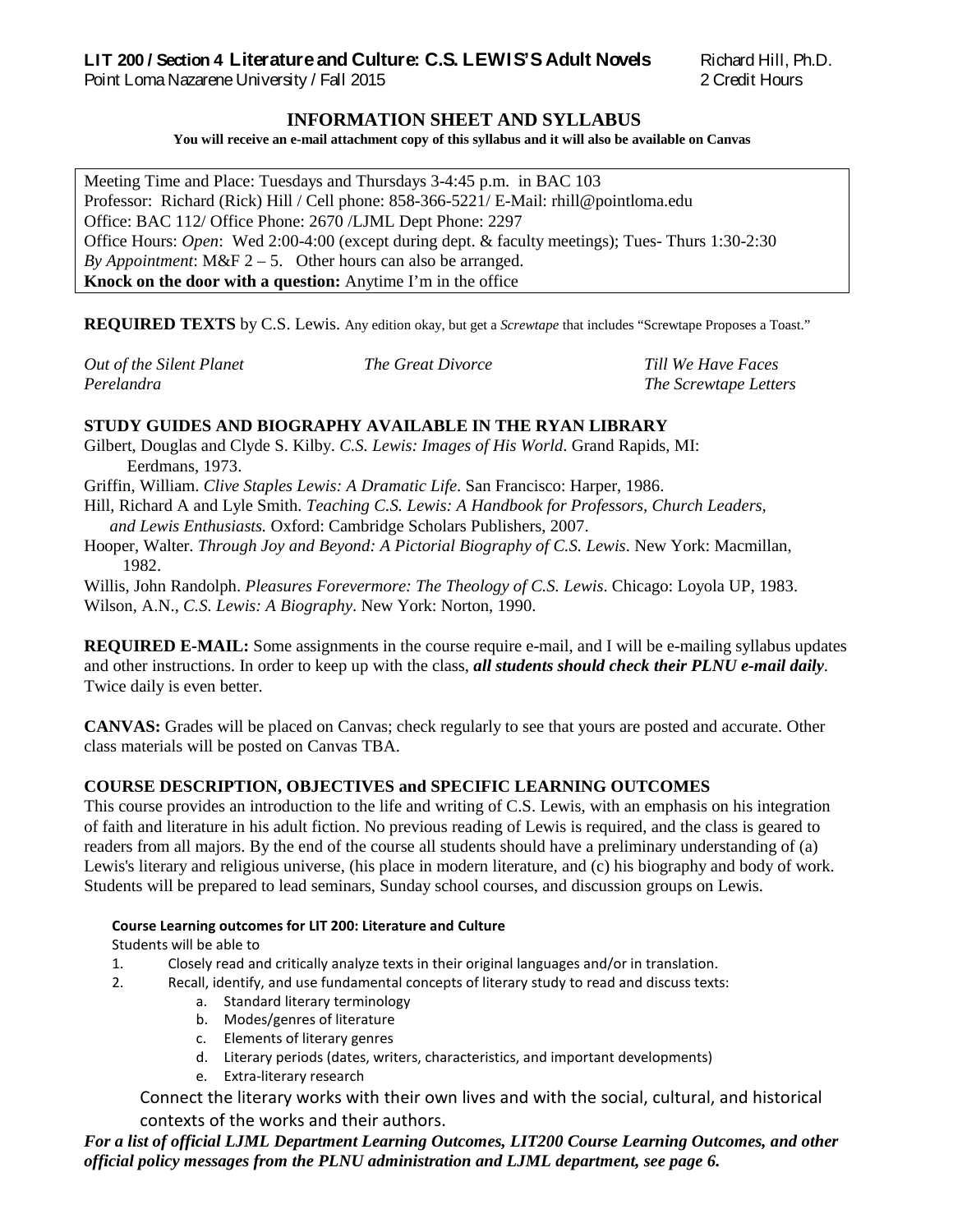**LIT 200 / Section 4 Literature and Culture: C.S. LEWIS'S Adult Novels** Richard Hill, Ph.D.
Point Loma Nazarene University / Fall 2015 2 Credit Hours

# INFORMATION SHEET AND SYLLABUS

**You will receive an e-mail attachment copy of this syllabus and it will also be available on Canvas**

Meeting Time and Place: Tuesdays and Thursdays 3-4:45 p.m. in BAC 103
Professor: Richard (Rick) Hill / Cell phone: 858-366-5221/ E-Mail: rhill@pointloma.edu
Office: BAC 112/ Office Phone: 2670 /LJML Dept Phone: 2297
Office Hours: *Open*: Wed 2:00-4:00 (except during dept. & faculty meetings); Tues- Thurs 1:30-2:30
*By Appointment*: M&F 2 – 5. Other hours can also be arranged.
**Knock on the door with a question:** Anytime I'm in the office

**REQUIRED TEXTS** by C.S. Lewis. Any edition okay, but get a *Screwtape* that includes "Screwtape Proposes a Toast."

*Out of the Silent Planet*
*Perelandra*
*The Great Divorce*
*Till We Have Faces*
*The Screwtape Letters*

**STUDY GUIDES AND BIOGRAPHY AVAILABLE IN THE RYAN LIBRARY**

Gilbert, Douglas and Clyde S. Kilby. *C.S. Lewis: Images of His World*. Grand Rapids, MI: Eerdmans, 1973.

Griffin, William. *Clive Staples Lewis: A Dramatic Life*. San Francisco: Harper, 1986.

Hill, Richard A and Lyle Smith. *Teaching C.S. Lewis: A Handbook for Professors, Church Leaders, and Lewis Enthusiasts.* Oxford: Cambridge Scholars Publishers, 2007.

Hooper, Walter. *Through Joy and Beyond: A Pictorial Biography of C.S. Lewis*. New York: Macmillan, 1982.

Willis, John Randolph. *Pleasures Forevermore: The Theology of C.S. Lewis*. Chicago: Loyola UP, 1983.

Wilson, A.N., *C.S. Lewis: A Biography*. New York: Norton, 1990.

**REQUIRED E-MAIL:** Some assignments in the course require e-mail, and I will be e-mailing syllabus updates and other instructions. In order to keep up with the class, ***all students should check their PLNU e-mail daily***. Twice daily is even better.

**CANVAS:** Grades will be placed on Canvas; check regularly to see that yours are posted and accurate. Other class materials will be posted on Canvas TBA.

**COURSE DESCRIPTION, OBJECTIVES and SPECIFIC LEARNING OUTCOMES**

This course provides an introduction to the life and writing of C.S. Lewis, with an emphasis on his integration of faith and literature in his adult fiction. No previous reading of Lewis is required, and the class is geared to readers from all majors. By the end of the course all students should have a preliminary understanding of (a) Lewis's literary and religious universe, (his place in modern literature, and (c) his biography and body of work. Students will be prepared to lead seminars, Sunday school courses, and discussion groups on Lewis.

**Course Learning outcomes for LIT 200: Literature and Culture**

Students will be able to

1. Closely read and critically analyze texts in their original languages and/or in translation.
2. Recall, identify, and use fundamental concepts of literary study to read and discuss texts:
   a. Standard literary terminology
   b. Modes/genres of literature
   c. Elements of literary genres
   d. Literary periods (dates, writers, characteristics, and important developments)
   e. Extra-literary research

Connect the literary works with their own lives and with the social, cultural, and historical contexts of the works and their authors.

***For a list of official LJML Department Learning Outcomes, LIT200 Course Learning Outcomes, and other official policy messages from the PLNU administration and LJML department, see page 6.***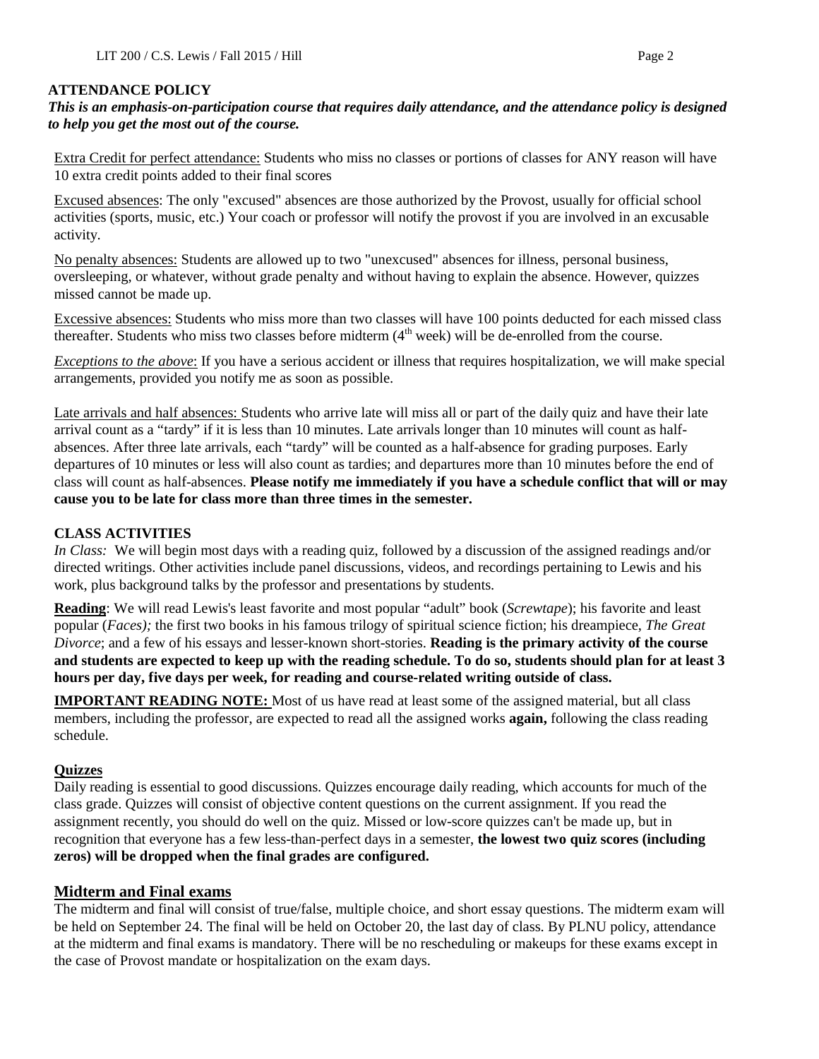## ATTENDANCE POLICY

***This is an emphasis-on-participation course that requires daily attendance, and the attendance policy is designed to help you get the most out of the course.***

Extra Credit for perfect attendance: Students who miss no classes or portions of classes for ANY reason will have 10 extra credit points added to their final scores

Excused absences: The only "excused" absences are those authorized by the Provost, usually for official school activities (sports, music, etc.) Your coach or professor will notify the provost if you are involved in an excusable activity.

No penalty absences: Students are allowed up to two "unexcused" absences for illness, personal business, oversleeping, or whatever, without grade penalty and without having to explain the absence. However, quizzes missed cannot be made up.

Excessive absences: Students who miss more than two classes will have 100 points deducted for each missed class thereafter. Students who miss two classes before midterm (4th week) will be de-enrolled from the course.

*Exceptions to the above*: If you have a serious accident or illness that requires hospitalization, we will make special arrangements, provided you notify me as soon as possible.

Late arrivals and half absences: Students who arrive late will miss all or part of the daily quiz and have their late arrival count as a "tardy" if it is less than 10 minutes. Late arrivals longer than 10 minutes will count as half-absences. After three late arrivals, each "tardy" will be counted as a half-absence for grading purposes. Early departures of 10 minutes or less will also count as tardies; and departures more than 10 minutes before the end of class will count as half-absences. **Please notify me immediately if you have a schedule conflict that will or may cause you to be late for class more than three times in the semester.**

## CLASS ACTIVITIES

*In Class:* We will begin most days with a reading quiz, followed by a discussion of the assigned readings and/or directed writings. Other activities include panel discussions, videos, and recordings pertaining to Lewis and his work, plus background talks by the professor and presentations by students.

**Reading**: We will read Lewis's least favorite and most popular "adult" book (*Screwtape*); his favorite and least popular (*Faces);* the first two books in his famous trilogy of spiritual science fiction; his dreampiece, *The Great Divorce*; and a few of his essays and lesser-known short-stories. **Reading is the primary activity of the course and students are expected to keep up with the reading schedule. To do so, students should plan for at least 3 hours per day, five days per week, for reading and course-related writing outside of class.**

**IMPORTANT READING NOTE:** Most of us have read at least some of the assigned material, but all class members, including the professor, are expected to read all the assigned works **again,** following the class reading schedule.

### Quizzes

Daily reading is essential to good discussions. Quizzes encourage daily reading, which accounts for much of the class grade. Quizzes will consist of objective content questions on the current assignment. If you read the assignment recently, you should do well on the quiz. Missed or low-score quizzes can't be made up, but in recognition that everyone has a few less-than-perfect days in a semester, **the lowest two quiz scores (including zeros) will be dropped when the final grades are configured.**

### Midterm and Final exams

The midterm and final will consist of true/false, multiple choice, and short essay questions. The midterm exam will be held on September 24. The final will be held on October 20, the last day of class. By PLNU policy, attendance at the midterm and final exams is mandatory. There will be no rescheduling or makeups for these exams except in the case of Provost mandate or hospitalization on the exam days.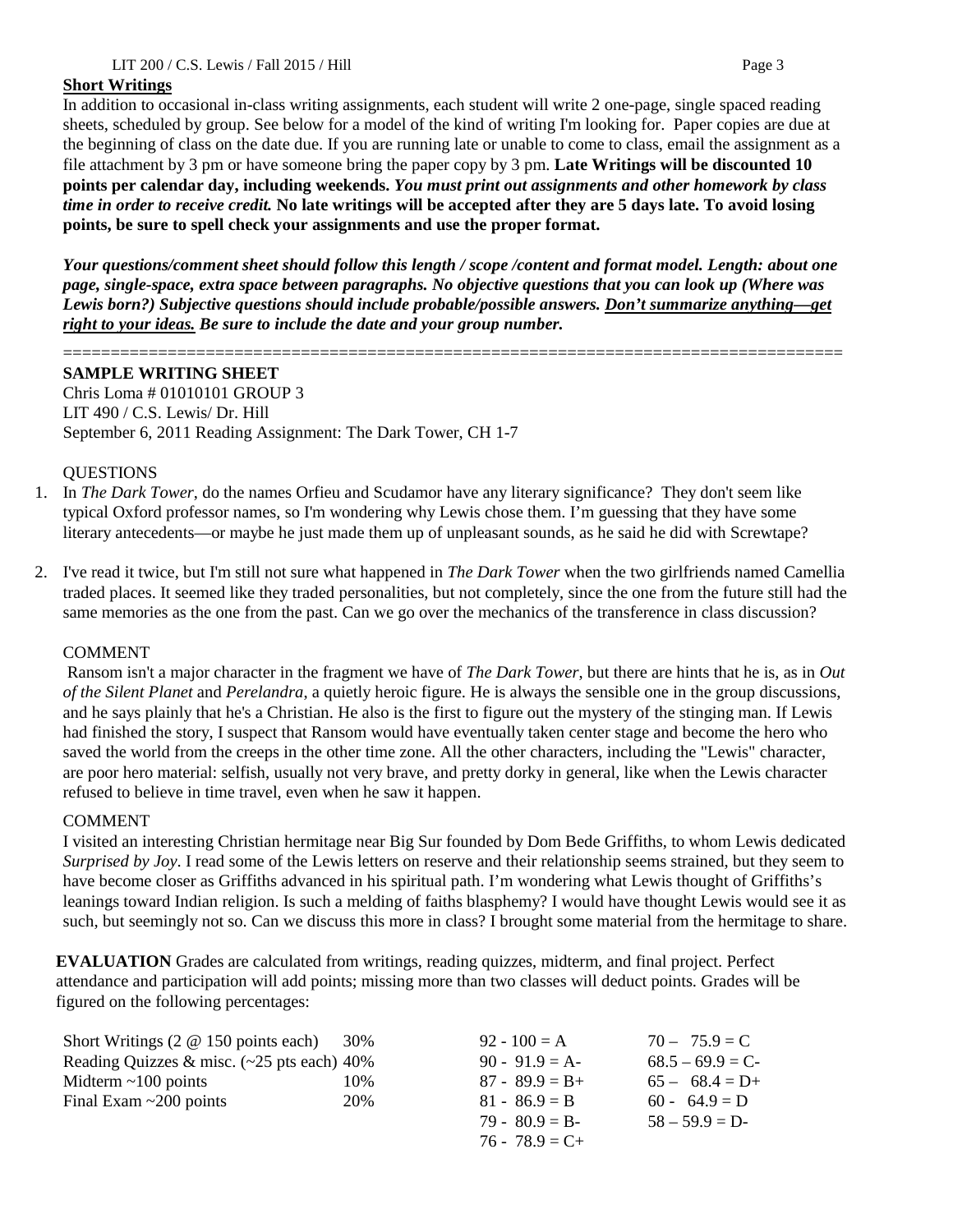**Short Writings**

In addition to occasional in-class writing assignments, each student will write 2 one-page, single spaced reading sheets, scheduled by group. See below for a model of the kind of writing I'm looking for. Paper copies are due at the beginning of class on the date due. If you are running late or unable to come to class, email the assignment as a file attachment by 3 pm or have someone bring the paper copy by 3 pm. **Late Writings will be discounted 10 points per calendar day, including weekends.** ***You must print out assignments and other homework by class time in order to receive credit.*** **No late writings will be accepted after they are 5 days late. To avoid losing points, be sure to spell check your assignments and use the proper format.**

***Your questions/comment sheet should follow this length / scope /content and format model. Length: about one page, single-space, extra space between paragraphs. No objective questions that you can look up (Where was Lewis born?) Subjective questions should include probable/possible answers. <u>Don't summarize anything—get right to your ideas.</u> Be sure to include the date and your group number.***

==================================================================================

**SAMPLE WRITING SHEET**

Chris Loma # 01010101 GROUP 3
LIT 490 / C.S. Lewis/ Dr. Hill
September 6, 2011 Reading Assignment: The Dark Tower, CH 1-7

QUESTIONS

1. In *The Dark Tower*, do the names Orfieu and Scudamor have any literary significance? They don't seem like typical Oxford professor names, so I'm wondering why Lewis chose them. I'm guessing that they have some literary antecedents—or maybe he just made them up of unpleasant sounds, as he said he did with Screwtape?
2. I've read it twice, but I'm still not sure what happened in *The Dark Tower* when the two girlfriends named Camellia traded places. It seemed like they traded personalities, but not completely, since the one from the future still had the same memories as the one from the past. Can we go over the mechanics of the transference in class discussion?

COMMENT

Ransom isn't a major character in the fragment we have of *The Dark Tower*, but there are hints that he is, as in *Out of the Silent Planet* and *Perelandra*, a quietly heroic figure. He is always the sensible one in the group discussions, and he says plainly that he's a Christian. He also is the first to figure out the mystery of the stinging man. If Lewis had finished the story, I suspect that Ransom would have eventually taken center stage and become the hero who saved the world from the creeps in the other time zone. All the other characters, including the "Lewis" character, are poor hero material: selfish, usually not very brave, and pretty dorky in general, like when the Lewis character refused to believe in time travel, even when he saw it happen.

COMMENT

I visited an interesting Christian hermitage near Big Sur founded by Dom Bede Griffiths, to whom Lewis dedicated *Surprised by Joy*. I read some of the Lewis letters on reserve and their relationship seems strained, but they seem to have become closer as Griffiths advanced in his spiritual path. I'm wondering what Lewis thought of Griffiths's leanings toward Indian religion. Is such a melding of faiths blasphemy? I would have thought Lewis would see it as such, but seemingly not so. Can we discuss this more in class? I brought some material from the hermitage to share.

**EVALUATION** Grades are calculated from writings, reading quizzes, midterm, and final project. Perfect attendance and participation will add points; missing more than two classes will deduct points. Grades will be figured on the following percentages:

| | | | |
|---|---|---|---|
| Short Writings (2 @ 150 points each) | 30% | 92 - 100 = A | 70 – 75.9 = C |
| Reading Quizzes & misc. (~25 pts each) | 40% | 90 - 91.9 = A- | 68.5 – 69.9 = C- |
| Midterm ~100 points | 10% | 87 - 89.9 = B+ | 65 – 68.4 = D+ |
| Final Exam ~200 points | 20% | 81 - 86.9 = B | 60 - 64.9 = D |
| | | 79 - 80.9 = B- | 58 – 59.9 = D- |
| | | 76 - 78.9 = C+ | |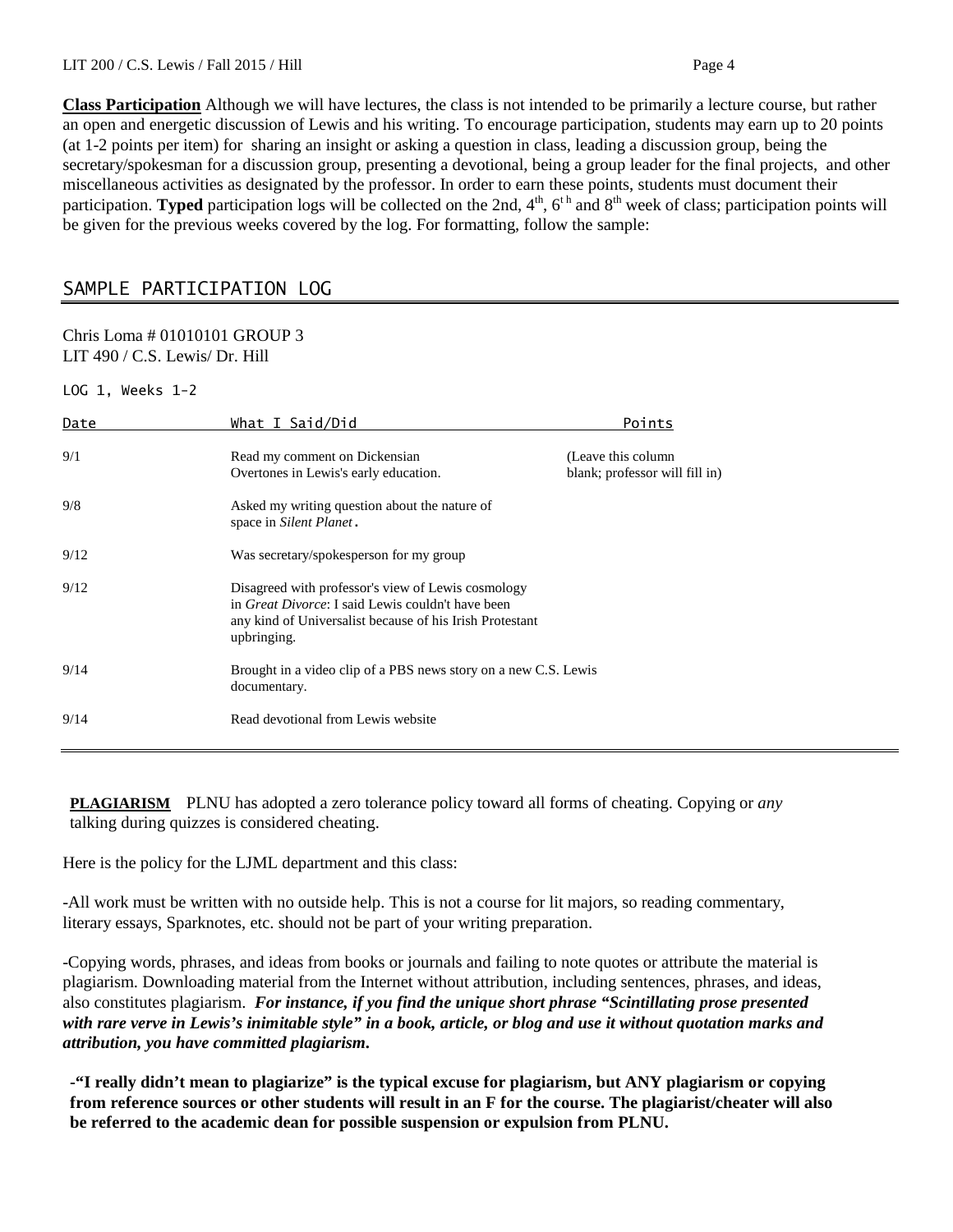**Class Participation** Although we will have lectures, the class is not intended to be primarily a lecture course, but rather an open and energetic discussion of Lewis and his writing. To encourage participation, students may earn up to 20 points (at 1-2 points per item) for sharing an insight or asking a question in class, leading a discussion group, being the secretary/spokesman for a discussion group, presenting a devotional, being a group leader for the final projects, and other miscellaneous activities as designated by the professor. In order to earn these points, students must document their participation. **Typed** participation logs will be collected on the 2nd, 4th, 6th and 8th week of class; participation points will be given for the previous weeks covered by the log. For formatting, follow the sample:

## SAMPLE PARTICIPATION LOG

Chris Loma # 01010101 GROUP 3
LIT 490 / C.S. Lewis/ Dr. Hill

LOG 1, Weeks 1-2

| Date | What I Said/Did | Points |
|---|---|---|
| 9/1 | Read my comment on Dickensian Overtones in Lewis's early education. | (Leave this column blank; professor will fill in) |
| 9/8 | Asked my writing question about the nature of space in *Silent Planet*. | |
| 9/12 | Was secretary/spokesperson for my group | |
| 9/12 | Disagreed with professor's view of Lewis cosmology in *Great Divorce*: I said Lewis couldn't have been any kind of Universalist because of his Irish Protestant upbringing. | |
| 9/14 | Brought in a video clip of a PBS news story on a new C.S. Lewis documentary. | |
| 9/14 | Read devotional from Lewis website | |

**PLAGIARISM** PLNU has adopted a zero tolerance policy toward all forms of cheating. Copying or *any* talking during quizzes is considered cheating.

Here is the policy for the LJML department and this class:

-All work must be written with no outside help. This is not a course for lit majors, so reading commentary, literary essays, Sparknotes, etc. should not be part of your writing preparation.

-Copying words, phrases, and ideas from books or journals and failing to note quotes or attribute the material is plagiarism. Downloading material from the Internet without attribution, including sentences, phrases, and ideas, also constitutes plagiarism. ***For instance, if you find the unique short phrase "Scintillating prose presented with rare verve in Lewis's inimitable style" in a book, article, or blog and use it without quotation marks and attribution, you have committed plagiarism.***

**-"I really didn't mean to plagiarize" is the typical excuse for plagiarism, but ANY plagiarism or copying from reference sources or other students will result in an F for the course. The plagiarist/cheater will also be referred to the academic dean for possible suspension or expulsion from PLNU.**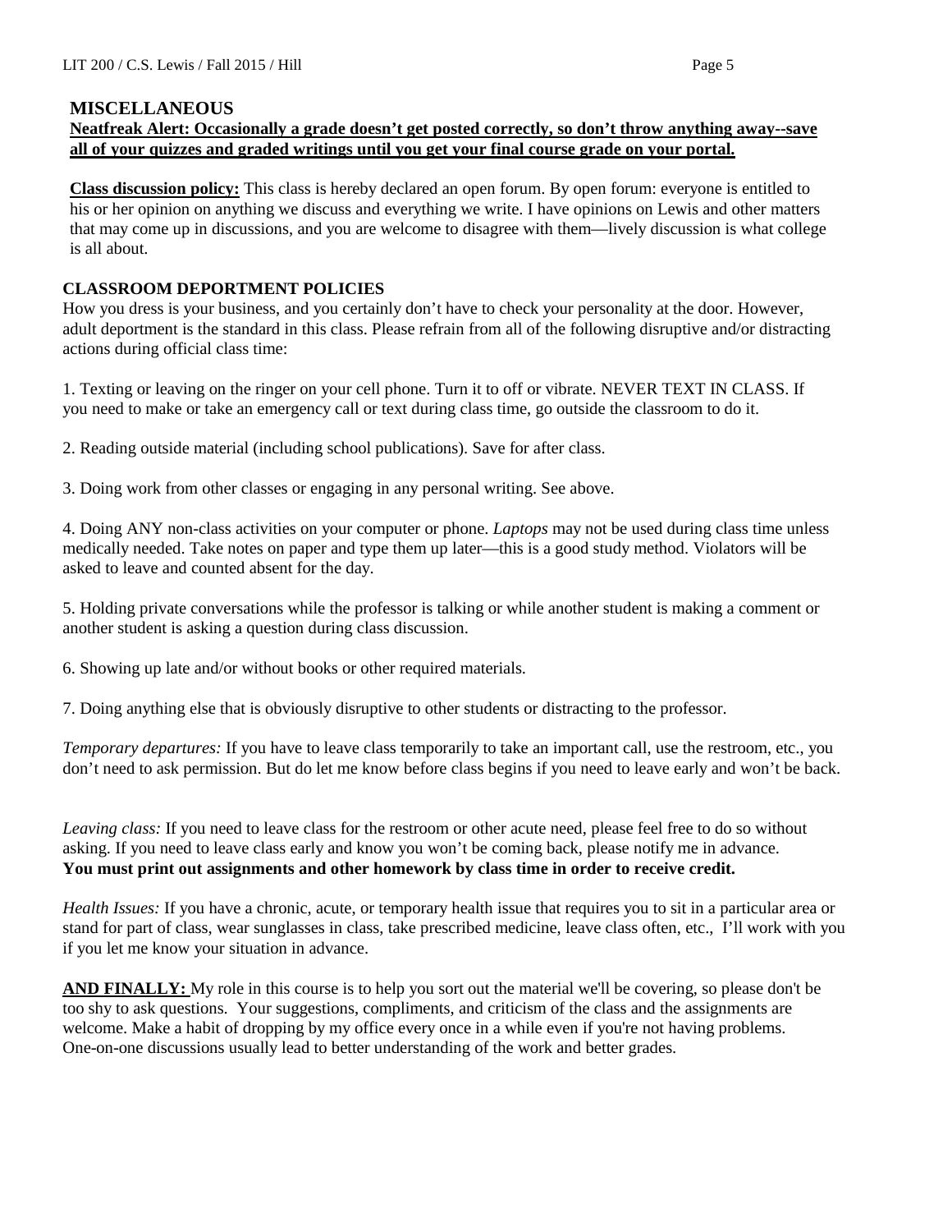## MISCELLANEOUS

**Neatfreak Alert: Occasionally a grade doesn't get posted correctly, so don't throw anything away--save all of your quizzes and graded writings until you get your final course grade on your portal.**

**Class discussion policy:** This class is hereby declared an open forum. By open forum: everyone is entitled to his or her opinion on anything we discuss and everything we write. I have opinions on Lewis and other matters that may come up in discussions, and you are welcome to disagree with them—lively discussion is what college is all about.

## CLASSROOM DEPORTMENT POLICIES

How you dress is your business, and you certainly don't have to check your personality at the door. However, adult deportment is the standard in this class. Please refrain from all of the following disruptive and/or distracting actions during official class time:

1. Texting or leaving on the ringer on your cell phone. Turn it to off or vibrate. NEVER TEXT IN CLASS. If you need to make or take an emergency call or text during class time, go outside the classroom to do it.

2. Reading outside material (including school publications). Save for after class.

3. Doing work from other classes or engaging in any personal writing. See above.

4. Doing ANY non-class activities on your computer or phone. *Laptops* may not be used during class time unless medically needed. Take notes on paper and type them up later—this is a good study method. Violators will be asked to leave and counted absent for the day.

5. Holding private conversations while the professor is talking or while another student is making a comment or another student is asking a question during class discussion.

6. Showing up late and/or without books or other required materials.

7. Doing anything else that is obviously disruptive to other students or distracting to the professor.

*Temporary departures:* If you have to leave class temporarily to take an important call, use the restroom, etc., you don't need to ask permission. But do let me know before class begins if you need to leave early and won't be back.

*Leaving class:* If you need to leave class for the restroom or other acute need, please feel free to do so without asking. If you need to leave class early and know you won't be coming back, please notify me in advance.
**You must print out assignments and other homework by class time in order to receive credit.**

*Health Issues:* If you have a chronic, acute, or temporary health issue that requires you to sit in a particular area or stand for part of class, wear sunglasses in class, take prescribed medicine, leave class often, etc., I'll work with you if you let me know your situation in advance.

**AND FINALLY:** My role in this course is to help you sort out the material we'll be covering, so please don't be too shy to ask questions. Your suggestions, compliments, and criticism of the class and the assignments are welcome. Make a habit of dropping by my office every once in a while even if you're not having problems. One-on-one discussions usually lead to better understanding of the work and better grades.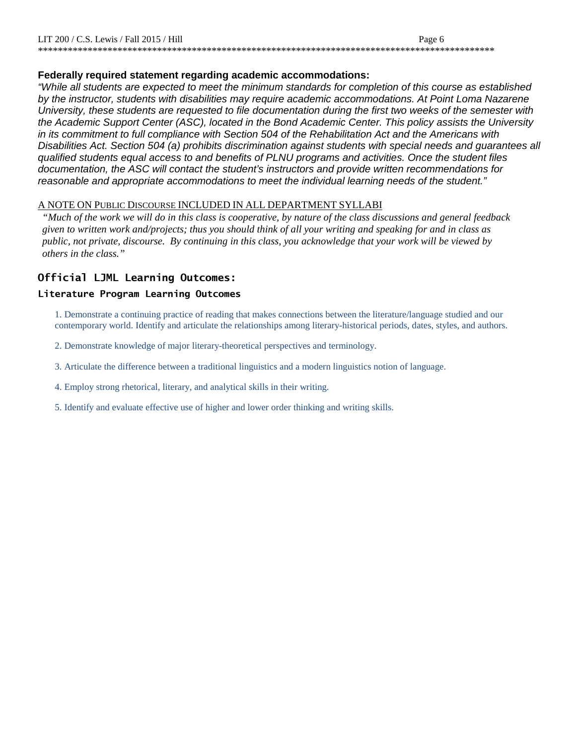**Federally required statement regarding academic accommodations:**

*"While all students are expected to meet the minimum standards for completion of this course as established by the instructor, students with disabilities may require academic accommodations. At Point Loma Nazarene University, these students are requested to file documentation during the first two weeks of the semester with the Academic Support Center (ASC), located in the Bond Academic Center. This policy assists the University in its commitment to full compliance with Section 504 of the Rehabilitation Act and the Americans with Disabilities Act. Section 504 (a) prohibits discrimination against students with special needs and guarantees all qualified students equal access to and benefits of PLNU programs and activities. Once the student files documentation, the ASC will contact the student's instructors and provide written recommendations for reasonable and appropriate accommodations to meet the individual learning needs of the student."*

A NOTE ON PUBLIC DISCOURSE INCLUDED IN ALL DEPARTMENT SYLLABI

*"Much of the work we will do in this class is cooperative, by nature of the class discussions and general feedback given to written work and/projects; thus you should think of all your writing and speaking for and in class as public, not private, discourse. By continuing in this class, you acknowledge that your work will be viewed by others in the class."*

## Official LJML Learning Outcomes:

### Literature Program Learning Outcomes

1. Demonstrate a continuing practice of reading that makes connections between the literature/language studied and our contemporary world. Identify and articulate the relationships among literary-historical periods, dates, styles, and authors.

2. Demonstrate knowledge of major literary-theoretical perspectives and terminology.

3. Articulate the difference between a traditional linguistics and a modern linguistics notion of language.

4. Employ strong rhetorical, literary, and analytical skills in their writing.

5. Identify and evaluate effective use of higher and lower order thinking and writing skills.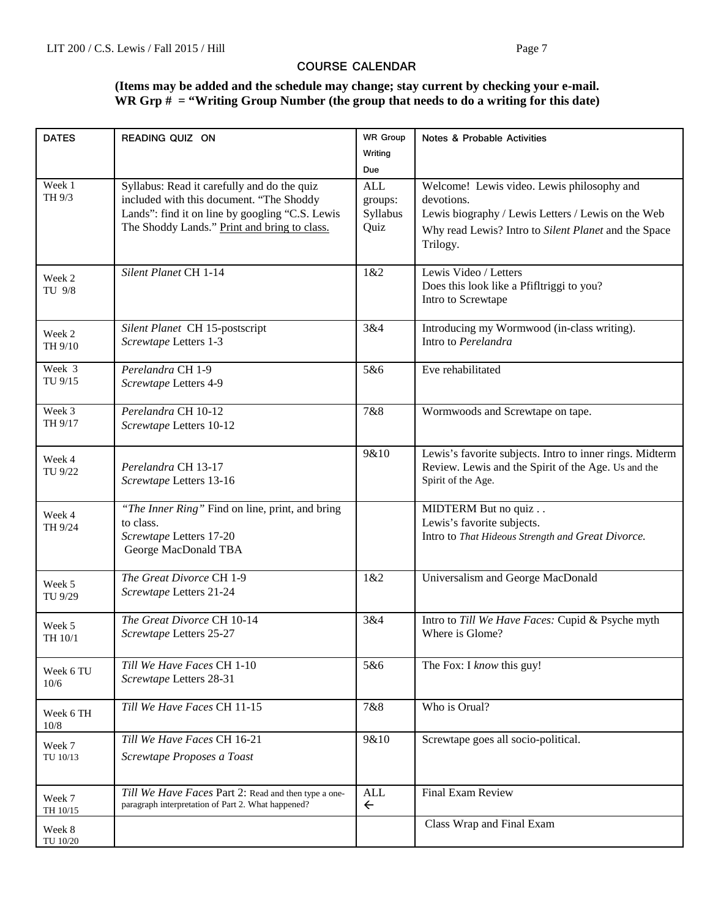## COURSE CALENDAR

**(Items may be added and the schedule may change; stay current by checking your e-mail. WR Grp # = "Writing Group Number (the group that needs to do a writing for this date)**

| DATES | READING QUIZ ON | WR Group Writing Due | Notes & Probable Activities |
|---|---|---|---|
| Week 1 TH 9/3 | Syllabus: Read it carefully and do the quiz included with this document. "The Shoddy Lands": find it on line by googling "C.S. Lewis The Shoddy Lands." <u>Print and bring to class.</u> | ALL groups: Syllabus Quiz | Welcome! Lewis video. Lewis philosophy and devotions. Lewis biography / Lewis Letters / Lewis on the Web Why read Lewis? Intro to *Silent Planet* and the Space Trilogy. |
| Week 2 TU 9/8 | *Silent Planet* CH 1-14 | 1&2 | Lewis Video / Letters Does this look like a Pfifltriggi to you? Intro to Screwtape |
| Week 2 TH 9/10 | *Silent Planet* CH 15-postscript *Screwtape* Letters 1-3 | 3&4 | Introducing my Wormwood (in-class writing). Intro to *Perelandra* |
| Week 3 TU 9/15 | *Perelandra* CH 1-9 *Screwtape* Letters 4-9 | 5&6 | Eve rehabilitated |
| Week 3 TH 9/17 | *Perelandra* CH 10-12 *Screwtape* Letters 10-12 | 7&8 | Wormwoods and Screwtape on tape. |
| Week 4 TU 9/22 | *Perelandra* CH 13-17 *Screwtape* Letters 13-16 | 9&10 | Lewis's favorite subjects. Intro to inner rings. Midterm Review. Lewis and the Spirit of the Age. Us and the Spirit of the Age. |
| Week 4 TH 9/24 | *"The Inner Ring"* Find on line, print, and bring to class. *Screwtape* Letters 17-20 George MacDonald TBA | | MIDTERM But no quiz . . Lewis's favorite subjects. Intro to *That Hideous Strength and Great Divorce.* |
| Week 5 TU 9/29 | *The Great Divorce* CH 1-9 *Screwtape* Letters 21-24 | 1&2 | Universalism and George MacDonald |
| Week 5 TH 10/1 | *The Great Divorce* CH 10-14 *Screwtape* Letters 25-27 | 3&4 | Intro to *Till We Have Faces:* Cupid & Psyche myth Where is Glome? |
| Week 6 TU 10/6 | *Till We Have Faces* CH 1-10 *Screwtape* Letters 28-31 | 5&6 | The Fox: I *know* this guy! |
| Week 6 TH 10/8 | *Till We Have Faces* CH 11-15 | 7&8 | Who is Orual? |
| Week 7 TU 10/13 | *Till We Have Faces* CH 16-21 *Screwtape Proposes a Toast* | 9&10 | Screwtape goes all socio-political. |
| Week 7 TH 10/15 | *Till We Have Faces* Part 2: Read and then type a one-paragraph interpretation of Part 2. What happened? | ALL ← | Final Exam Review |
| Week 8 TU 10/20 | | | Class Wrap and Final Exam |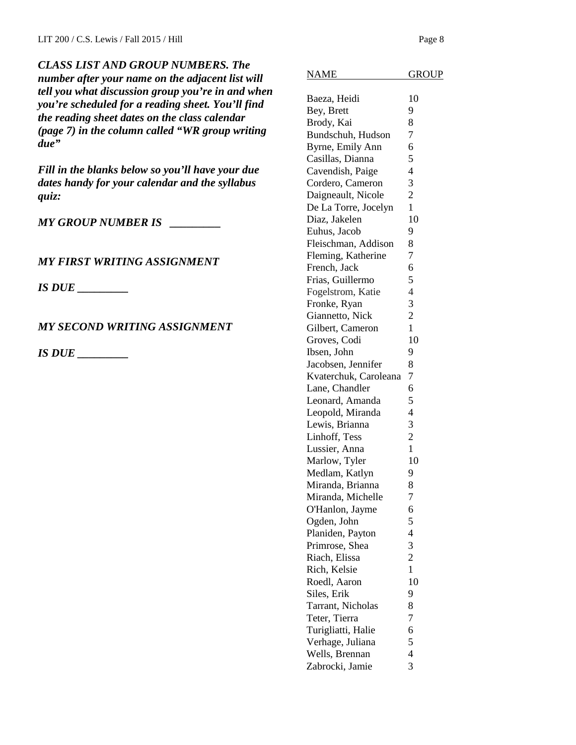***CLASS LIST AND GROUP NUMBERS. The number after your name on the adjacent list will tell you what discussion group you're in and when you're scheduled for a reading sheet. You'll find the reading sheet dates on the class calendar (page 7) in the column called "WR group writing due"***

***Fill in the blanks below so you'll have your due dates handy for your calendar and the syllabus quiz:***

***MY GROUP NUMBER IS _________***

***MY FIRST WRITING ASSIGNMENT***

***IS DUE _________***

***MY SECOND WRITING ASSIGNMENT***

***IS DUE _________***

| NAME | GROUP |
|---|---|
| Baeza, Heidi | 10 |
| Bey, Brett | 9 |
| Brody, Kai | 8 |
| Bundschuh, Hudson | 7 |
| Byrne, Emily Ann | 6 |
| Casillas, Dianna | 5 |
| Cavendish, Paige | 4 |
| Cordero, Cameron | 3 |
| Daigneault, Nicole | 2 |
| De La Torre, Jocelyn | 1 |
| Diaz, Jakelen | 10 |
| Euhus, Jacob | 9 |
| Fleischman, Addison | 8 |
| Fleming, Katherine | 7 |
| French, Jack | 6 |
| Frias, Guillermo | 5 |
| Fogelstrom, Katie | 4 |
| Fronke, Ryan | 3 |
| Giannetto, Nick | 2 |
| Gilbert, Cameron | 1 |
| Groves, Codi | 10 |
| Ibsen, John | 9 |
| Jacobsen, Jennifer | 8 |
| Kvaterchuk, Caroleana | 7 |
| Lane, Chandler | 6 |
| Leonard, Amanda | 5 |
| Leopold, Miranda | 4 |
| Lewis, Brianna | 3 |
| Linhoff, Tess | 2 |
| Lussier, Anna | 1 |
| Marlow, Tyler | 10 |
| Medlam, Katlyn | 9 |
| Miranda, Brianna | 8 |
| Miranda, Michelle | 7 |
| O'Hanlon, Jayme | 6 |
| Ogden, John | 5 |
| Planiden, Payton | 4 |
| Primrose, Shea | 3 |
| Riach, Elissa | 2 |
| Rich, Kelsie | 1 |
| Roedl, Aaron | 10 |
| Siles, Erik | 9 |
| Tarrant, Nicholas | 8 |
| Teter, Tierra | 7 |
| Turigliatti, Halie | 6 |
| Verhage, Juliana | 5 |
| Wells, Brennan | 4 |
| Zabrocki, Jamie | 3 |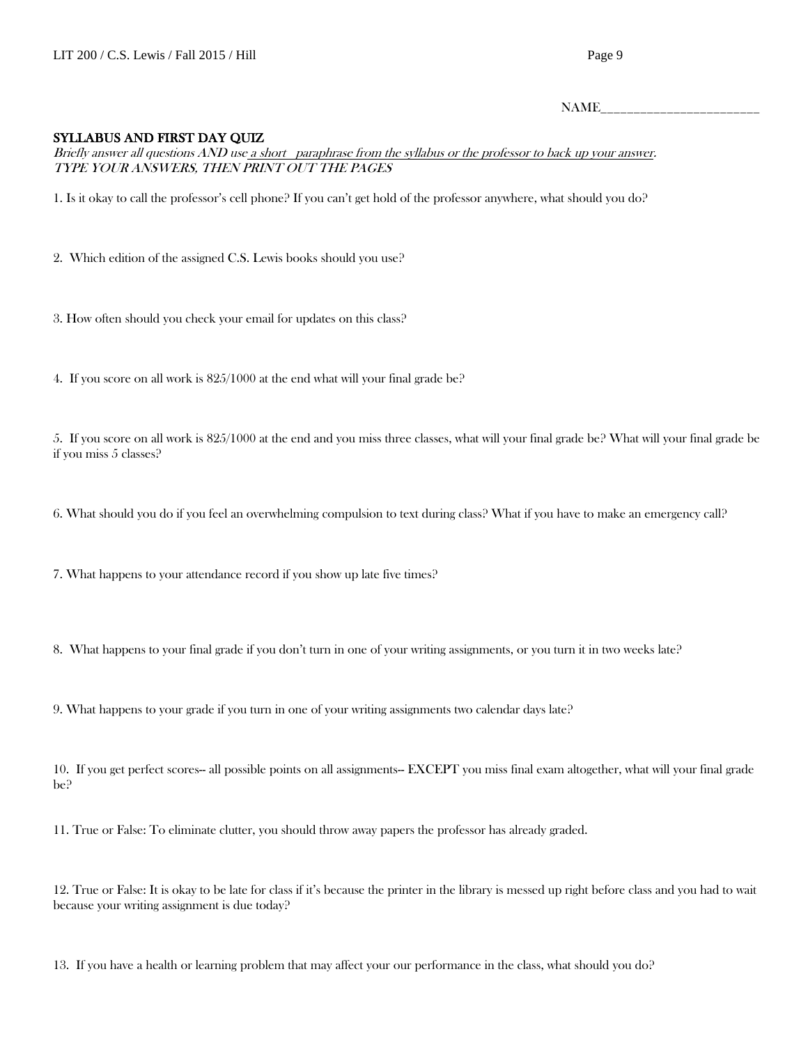NAME________________________

**SYLLABUS AND FIRST DAY QUIZ**

*Briefly answer all questions AND use a short paraphrase from the syllabus or the professor to back up your answer.*
*TYPE YOUR ANSWERS, THEN PRINT OUT THE PAGES*

1. Is it okay to call the professor's cell phone? If you can't get hold of the professor anywhere, what should you do?

2. Which edition of the assigned C.S. Lewis books should you use?

3. How often should you check your email for updates on this class?

4. If you score on all work is 825/1000 at the end what will your final grade be?

5. If you score on all work is 825/1000 at the end and you miss three classes, what will your final grade be? What will your final grade be if you miss 5 classes?

6. What should you do if you feel an overwhelming compulsion to text during class? What if you have to make an emergency call?

7. What happens to your attendance record if you show up late five times?

8. What happens to your final grade if you don't turn in one of your writing assignments, or you turn it in two weeks late?

9. What happens to your grade if you turn in one of your writing assignments two calendar days late?

10. If you get perfect scores-- all possible points on all assignments-- EXCEPT you miss final exam altogether, what will your final grade be?

11. True or False: To eliminate clutter, you should throw away papers the professor has already graded.

12. True or False: It is okay to be late for class if it's because the printer in the library is messed up right before class and you had to wait because your writing assignment is due today?

13. If you have a health or learning problem that may affect your our performance in the class, what should you do?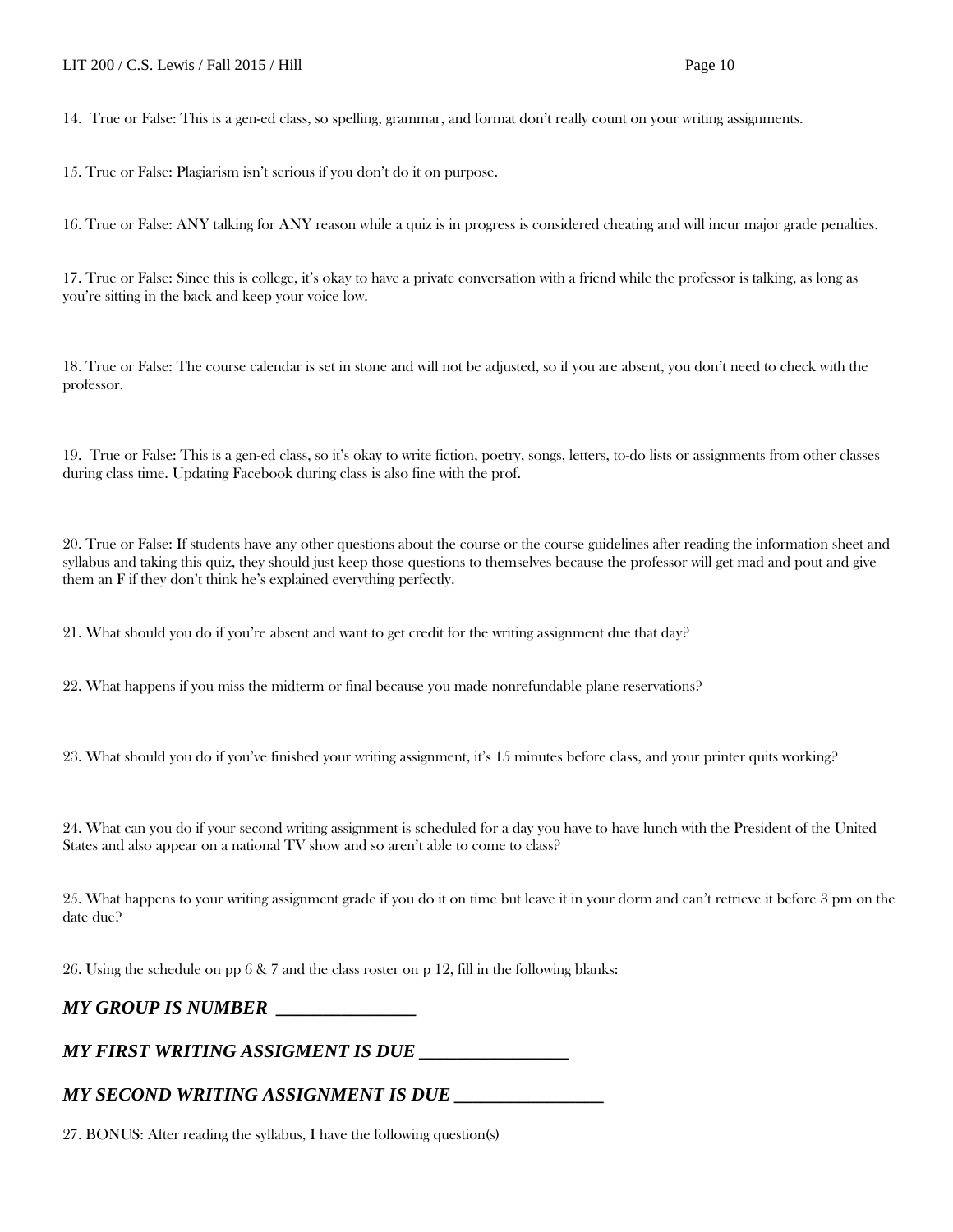14. True or False: This is a gen-ed class, so spelling, grammar, and format don't really count on your writing assignments.

15. True or False: Plagiarism isn't serious if you don't do it on purpose.

16. True or False: ANY talking for ANY reason while a quiz is in progress is considered cheating and will incur major grade penalties.

17. True or False: Since this is college, it's okay to have a private conversation with a friend while the professor is talking, as long as you're sitting in the back and keep your voice low.

18. True or False: The course calendar is set in stone and will not be adjusted, so if you are absent, you don't need to check with the professor.

19. True or False: This is a gen-ed class, so it's okay to write fiction, poetry, songs, letters, to-do lists or assignments from other classes during class time. Updating Facebook during class is also fine with the prof.

20. True or False: If students have any other questions about the course or the course guidelines after reading the information sheet and syllabus and taking this quiz, they should just keep those questions to themselves because the professor will get mad and pout and give them an F if they don't think he's explained everything perfectly.

21. What should you do if you're absent and want to get credit for the writing assignment due that day?

22. What happens if you miss the midterm or final because you made nonrefundable plane reservations?

23. What should you do if you've finished your writing assignment, it's 15 minutes before class, and your printer quits working?

24. What can you do if your second writing assignment is scheduled for a day you have to have lunch with the President of the United States and also appear on a national TV show and so aren't able to come to class?

25. What happens to your writing assignment grade if you do it on time but leave it in your dorm and can't retrieve it before 3 pm on the date due?

26. Using the schedule on pp 6 & 7 and the class roster on p 12, fill in the following blanks:

***MY GROUP IS NUMBER \_\_\_\_\_\_\_\_\_\_\_\_\_\_\_\_***

***MY FIRST WRITING ASSIGMENT IS DUE \_\_\_\_\_\_\_\_\_\_\_\_\_\_\_\_***

***MY SECOND WRITING ASSIGNMENT IS DUE \_\_\_\_\_\_\_\_\_\_\_\_\_\_\_\_***

27. BONUS: After reading the syllabus, I have the following question(s)